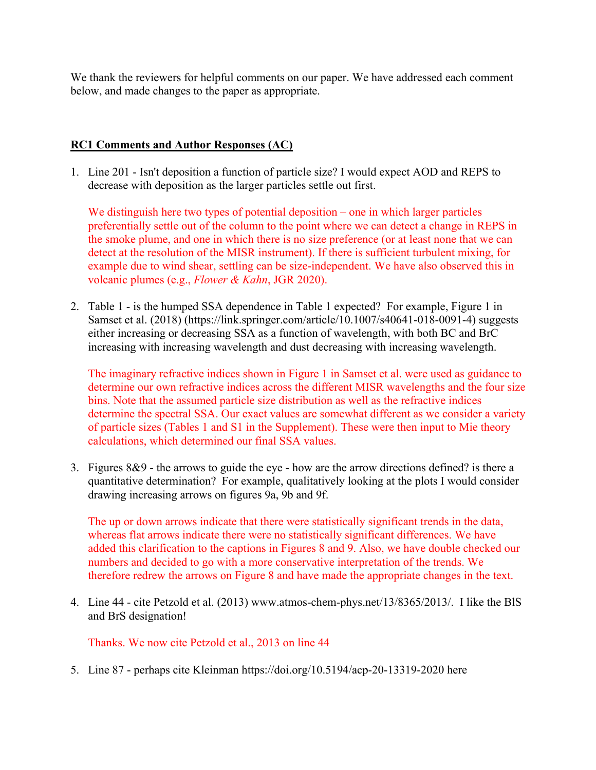We thank the reviewers for helpful comments on our paper. We have addressed each comment below, and made changes to the paper as appropriate.

## RC1 Comments and Author Responses (AC)

1. Line 201 - Isn't deposition a function of particle size? I would expect AOD and REPS to decrease with deposition as the larger particles settle out first.

   We distinguish here two types of potential deposition – one in which larger particles preferentially settle out of the column to the point where we can detect a change in REPS in the smoke plume, and one in which there is no size preference (or at least none that we can detect at the resolution of the MISR instrument). If there is sufficient turbulent mixing, for example due to wind shear, settling can be size-independent. We have also observed this in volcanic plumes (e.g., *Flower & Kahn*, JGR 2020).

2. Table 1 - is the humped SSA dependence in Table 1 expected? For example, Figure 1 in Samset et al. (2018) (https://link.springer.com/article/10.1007/s40641-018-0091-4) suggests either increasing or decreasing SSA as a function of wavelength, with both BC and BrC increasing with increasing wavelength and dust decreasing with increasing wavelength.

   The imaginary refractive indices shown in Figure 1 in Samset et al. were used as guidance to determine our own refractive indices across the different MISR wavelengths and the four size bins. Note that the assumed particle size distribution as well as the refractive indices determine the spectral SSA. Our exact values are somewhat different as we consider a variety of particle sizes (Tables 1 and S1 in the Supplement). These were then input to Mie theory calculations, which determined our final SSA values.

3. Figures 8&9 - the arrows to guide the eye - how are the arrow directions defined? is there a quantitative determination? For example, qualitatively looking at the plots I would consider drawing increasing arrows on figures 9a, 9b and 9f.

   The up or down arrows indicate that there were statistically significant trends in the data, whereas flat arrows indicate there were no statistically significant differences. We have added this clarification to the captions in Figures 8 and 9. Also, we have double checked our numbers and decided to go with a more conservative interpretation of the trends. We therefore redrew the arrows on Figure 8 and have made the appropriate changes in the text.

4. Line 44 - cite Petzold et al. (2013) www.atmos-chem-phys.net/13/8365/2013/. I like the BlS and BrS designation!

   Thanks. We now cite Petzold et al., 2013 on line 44

5. Line 87 - perhaps cite Kleinman https://doi.org/10.5194/acp-20-13319-2020 here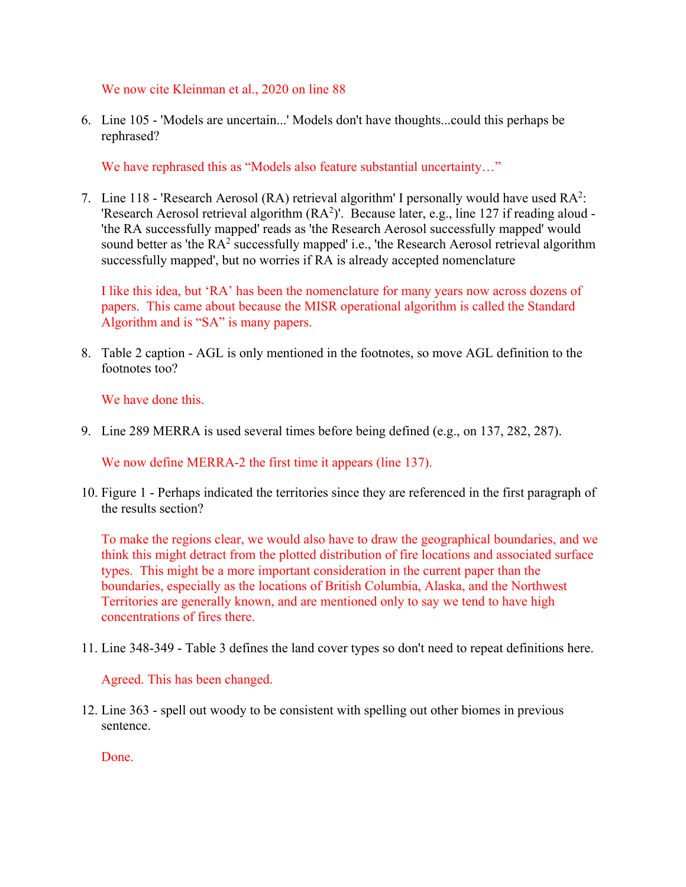We now cite Kleinman et al., 2020 on line 88

6. Line 105 - 'Models are uncertain...' Models don't have thoughts...could this perhaps be rephrased?

   We have rephrased this as "Models also feature substantial uncertainty…"

7. Line 118 - 'Research Aerosol (RA) retrieval algorithm' I personally would have used $RA^2$: 'Research Aerosol retrieval algorithm ($RA^2$)'. Because later, e.g., line 127 if reading aloud - 'the RA successfully mapped' reads as 'the Research Aerosol successfully mapped' would sound better as 'the $RA^2$ successfully mapped' i.e., 'the Research Aerosol retrieval algorithm successfully mapped', but no worries if RA is already accepted nomenclature

   I like this idea, but 'RA' has been the nomenclature for many years now across dozens of papers. This came about because the MISR operational algorithm is called the Standard Algorithm and is "SA" is many papers.

8. Table 2 caption - AGL is only mentioned in the footnotes, so move AGL definition to the footnotes too?

   We have done this.

9. Line 289 MERRA is used several times before being defined (e.g., on 137, 282, 287).

   We now define MERRA-2 the first time it appears (line 137).

10. Figure 1 - Perhaps indicated the territories since they are referenced in the first paragraph of the results section?

    To make the regions clear, we would also have to draw the geographical boundaries, and we think this might detract from the plotted distribution of fire locations and associated surface types. This might be a more important consideration in the current paper than the boundaries, especially as the locations of British Columbia, Alaska, and the Northwest Territories are generally known, and are mentioned only to say we tend to have high concentrations of fires there.

11. Line 348-349 - Table 3 defines the land cover types so don't need to repeat definitions here.

    Agreed. This has been changed.

12. Line 363 - spell out woody to be consistent with spelling out other biomes in previous sentence.

    Done.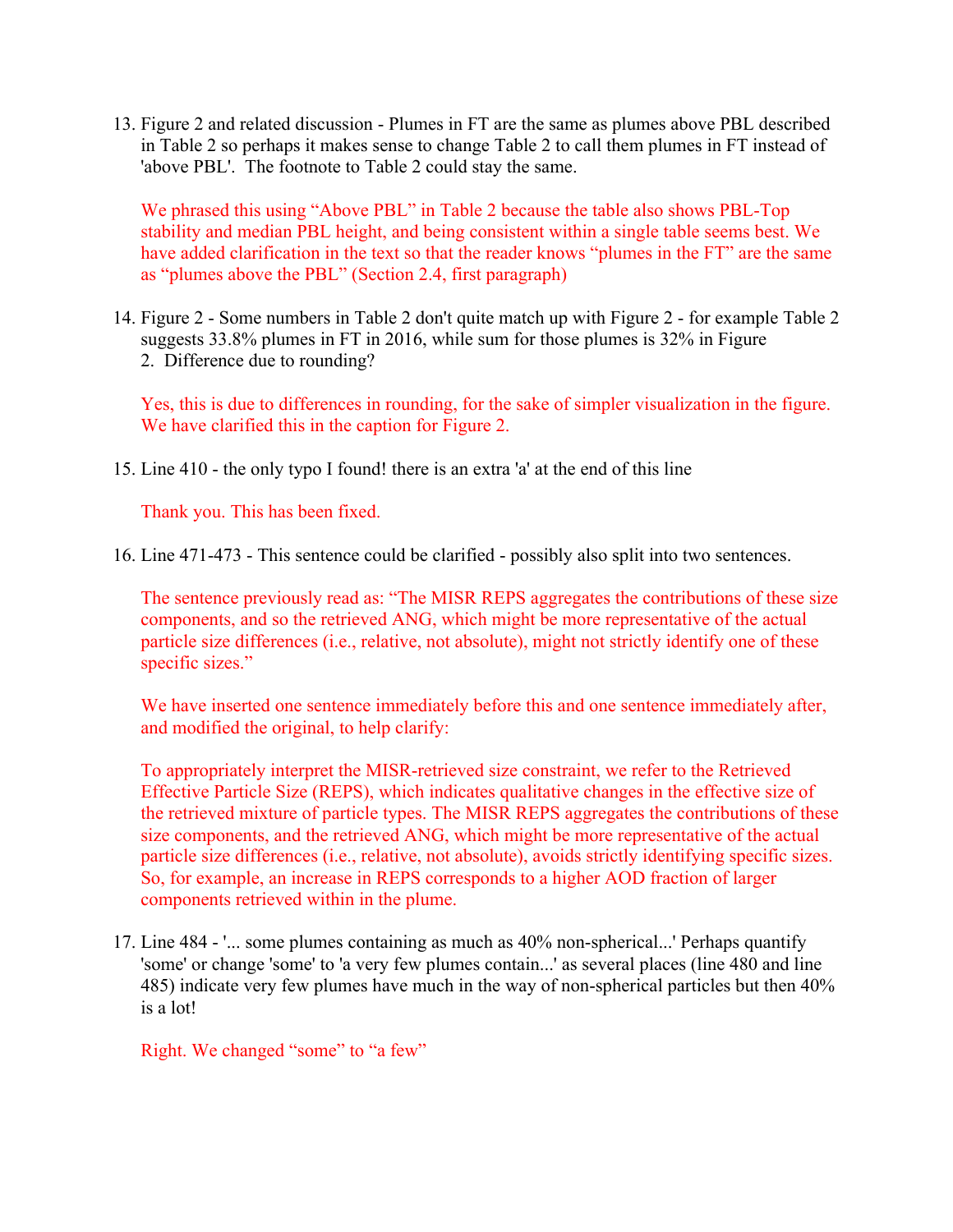13. Figure 2 and related discussion - Plumes in FT are the same as plumes above PBL described in Table 2 so perhaps it makes sense to change Table 2 to call them plumes in FT instead of 'above PBL'. The footnote to Table 2 could stay the same.

    We phrased this using "Above PBL" in Table 2 because the table also shows PBL-Top stability and median PBL height, and being consistent within a single table seems best. We have added clarification in the text so that the reader knows "plumes in the FT" are the same as "plumes above the PBL" (Section 2.4, first paragraph)

14. Figure 2 - Some numbers in Table 2 don't quite match up with Figure 2 - for example Table 2 suggests 33.8% plumes in FT in 2016, while sum for those plumes is 32% in Figure 2. Difference due to rounding?

    Yes, this is due to differences in rounding, for the sake of simpler visualization in the figure. We have clarified this in the caption for Figure 2.

15. Line 410 - the only typo I found! there is an extra 'a' at the end of this line

    Thank you. This has been fixed.

16. Line 471-473 - This sentence could be clarified - possibly also split into two sentences.

    The sentence previously read as: "The MISR REPS aggregates the contributions of these size components, and so the retrieved ANG, which might be more representative of the actual particle size differences (i.e., relative, not absolute), might not strictly identify one of these specific sizes."

    We have inserted one sentence immediately before this and one sentence immediately after, and modified the original, to help clarify:

    To appropriately interpret the MISR-retrieved size constraint, we refer to the Retrieved Effective Particle Size (REPS), which indicates qualitative changes in the effective size of the retrieved mixture of particle types. The MISR REPS aggregates the contributions of these size components, and the retrieved ANG, which might be more representative of the actual particle size differences (i.e., relative, not absolute), avoids strictly identifying specific sizes. So, for example, an increase in REPS corresponds to a higher AOD fraction of larger components retrieved within in the plume.

17. Line 484 - '... some plumes containing as much as 40% non-spherical...' Perhaps quantify 'some' or change 'some' to 'a very few plumes contain...' as several places (line 480 and line 485) indicate very few plumes have much in the way of non-spherical particles but then 40% is a lot!

    Right. We changed "some" to "a few"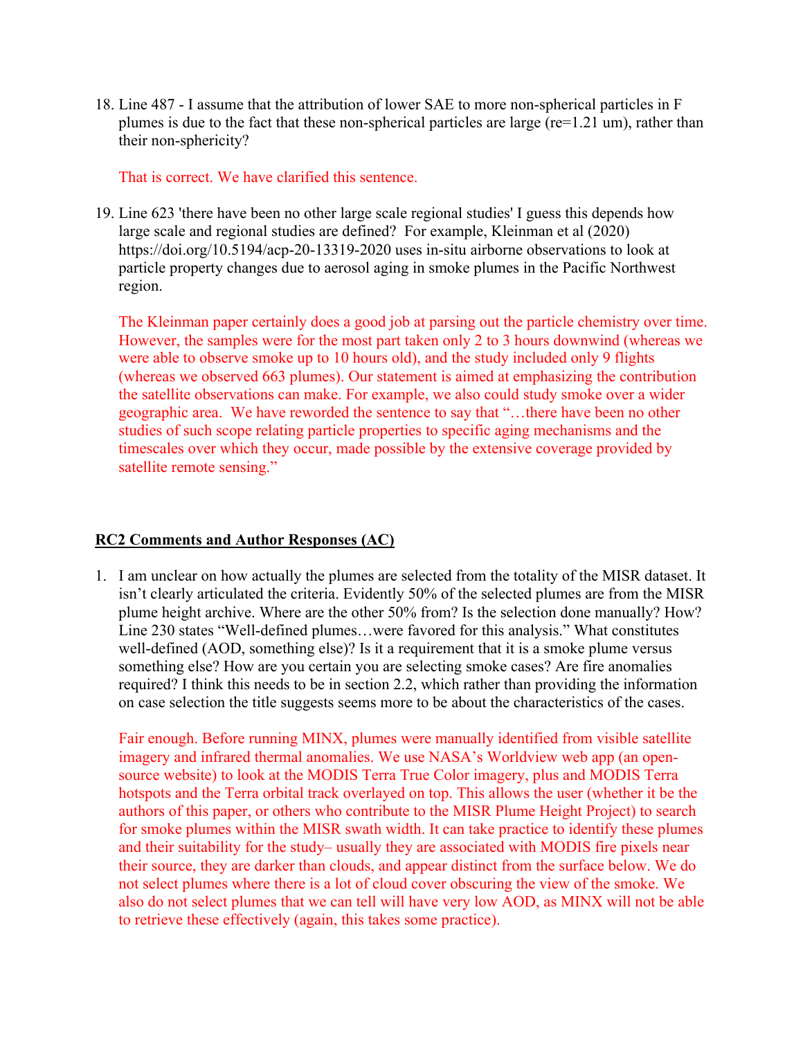18. Line 487 - I assume that the attribution of lower SAE to more non-spherical particles in F plumes is due to the fact that these non-spherical particles are large (re=1.21 um), rather than their non-sphericity?

    That is correct. We have clarified this sentence.

19. Line 623 'there have been no other large scale regional studies' I guess this depends how large scale and regional studies are defined? For example, Kleinman et al (2020) https://doi.org/10.5194/acp-20-13319-2020 uses in-situ airborne observations to look at particle property changes due to aerosol aging in smoke plumes in the Pacific Northwest region.

    The Kleinman paper certainly does a good job at parsing out the particle chemistry over time. However, the samples were for the most part taken only 2 to 3 hours downwind (whereas we were able to observe smoke up to 10 hours old), and the study included only 9 flights (whereas we observed 663 plumes). Our statement is aimed at emphasizing the contribution the satellite observations can make. For example, we also could study smoke over a wider geographic area. We have reworded the sentence to say that "…there have been no other studies of such scope relating particle properties to specific aging mechanisms and the timescales over which they occur, made possible by the extensive coverage provided by satellite remote sensing."

## RC2 Comments and Author Responses (AC)

1. I am unclear on how actually the plumes are selected from the totality of the MISR dataset. It isn't clearly articulated the criteria. Evidently 50% of the selected plumes are from the MISR plume height archive. Where are the other 50% from? Is the selection done manually? How? Line 230 states "Well-defined plumes…were favored for this analysis." What constitutes well-defined (AOD, something else)? Is it a requirement that it is a smoke plume versus something else? How are you certain you are selecting smoke cases? Are fire anomalies required? I think this needs to be in section 2.2, which rather than providing the information on case selection the title suggests seems more to be about the characteristics of the cases.

   Fair enough. Before running MINX, plumes were manually identified from visible satellite imagery and infrared thermal anomalies. We use NASA's Worldview web app (an open-source website) to look at the MODIS Terra True Color imagery, plus and MODIS Terra hotspots and the Terra orbital track overlayed on top. This allows the user (whether it be the authors of this paper, or others who contribute to the MISR Plume Height Project) to search for smoke plumes within the MISR swath width. It can take practice to identify these plumes and their suitability for the study– usually they are associated with MODIS fire pixels near their source, they are darker than clouds, and appear distinct from the surface below. We do not select plumes where there is a lot of cloud cover obscuring the view of the smoke. We also do not select plumes that we can tell will have very low AOD, as MINX will not be able to retrieve these effectively (again, this takes some practice).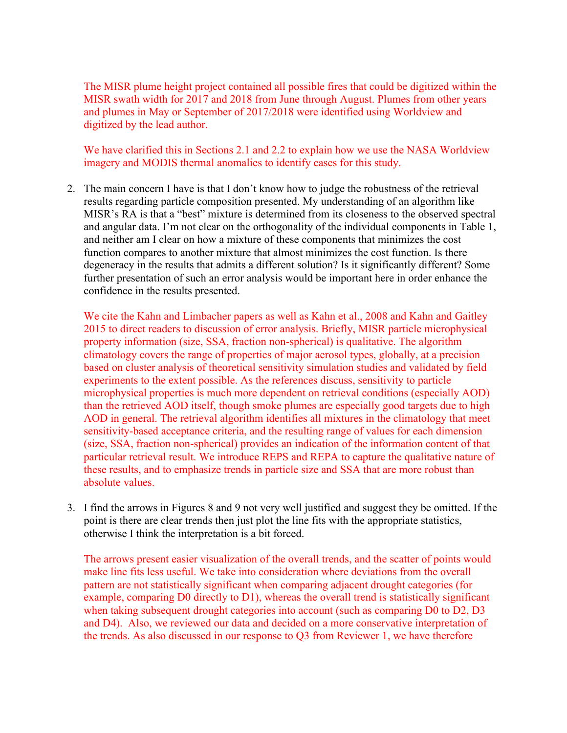The MISR plume height project contained all possible fires that could be digitized within the MISR swath width for 2017 and 2018 from June through August. Plumes from other years and plumes in May or September of 2017/2018 were identified using Worldview and digitized by the lead author.

We have clarified this in Sections 2.1 and 2.2 to explain how we use the NASA Worldview imagery and MODIS thermal anomalies to identify cases for this study.

2. The main concern I have is that I don't know how to judge the robustness of the retrieval results regarding particle composition presented. My understanding of an algorithm like MISR's RA is that a "best" mixture is determined from its closeness to the observed spectral and angular data. I'm not clear on the orthogonality of the individual components in Table 1, and neither am I clear on how a mixture of these components that minimizes the cost function compares to another mixture that almost minimizes the cost function. Is there degeneracy in the results that admits a different solution? Is it significantly different? Some further presentation of such an error analysis would be important here in order enhance the confidence in the results presented.

   We cite the Kahn and Limbacher papers as well as Kahn et al., 2008 and Kahn and Gaitley 2015 to direct readers to discussion of error analysis. Briefly, MISR particle microphysical property information (size, SSA, fraction non-spherical) is qualitative. The algorithm climatology covers the range of properties of major aerosol types, globally, at a precision based on cluster analysis of theoretical sensitivity simulation studies and validated by field experiments to the extent possible. As the references discuss, sensitivity to particle microphysical properties is much more dependent on retrieval conditions (especially AOD) than the retrieved AOD itself, though smoke plumes are especially good targets due to high AOD in general. The retrieval algorithm identifies all mixtures in the climatology that meet sensitivity-based acceptance criteria, and the resulting range of values for each dimension (size, SSA, fraction non-spherical) provides an indication of the information content of that particular retrieval result. We introduce REPS and REPA to capture the qualitative nature of these results, and to emphasize trends in particle size and SSA that are more robust than absolute values.

3. I find the arrows in Figures 8 and 9 not very well justified and suggest they be omitted. If the point is there are clear trends then just plot the line fits with the appropriate statistics, otherwise I think the interpretation is a bit forced.

   The arrows present easier visualization of the overall trends, and the scatter of points would make line fits less useful. We take into consideration where deviations from the overall pattern are not statistically significant when comparing adjacent drought categories (for example, comparing D0 directly to D1), whereas the overall trend is statistically significant when taking subsequent drought categories into account (such as comparing D0 to D2, D3 and D4). Also, we reviewed our data and decided on a more conservative interpretation of the trends. As also discussed in our response to Q3 from Reviewer 1, we have therefore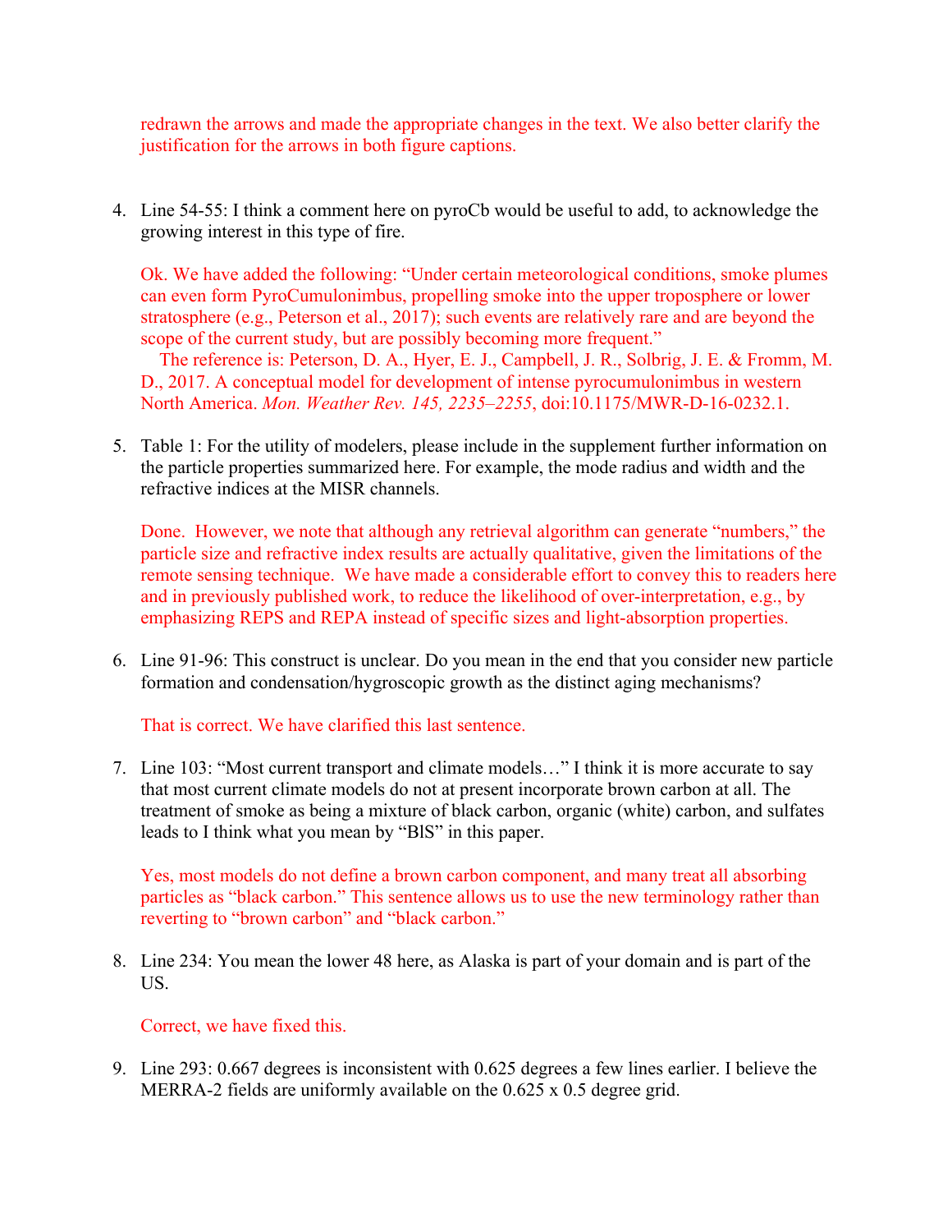redrawn the arrows and made the appropriate changes in the text. We also better clarify the justification for the arrows in both figure captions.

4. Line 54-55: I think a comment here on pyroCb would be useful to add, to acknowledge the growing interest in this type of fire.

   Ok. We have added the following: "Under certain meteorological conditions, smoke plumes can even form PyroCumulonimbus, propelling smoke into the upper troposphere or lower stratosphere (e.g., Peterson et al., 2017); such events are relatively rare and are beyond the scope of the current study, but are possibly becoming more frequent."
   The reference is: Peterson, D. A., Hyer, E. J., Campbell, J. R., Solbrig, J. E. & Fromm, M. D., 2017. A conceptual model for development of intense pyrocumulonimbus in western North America. *Mon. Weather Rev. 145, 2235–2255*, doi:10.1175/MWR-D-16-0232.1.

5. Table 1: For the utility of modelers, please include in the supplement further information on the particle properties summarized here. For example, the mode radius and width and the refractive indices at the MISR channels.

   Done. However, we note that although any retrieval algorithm can generate "numbers," the particle size and refractive index results are actually qualitative, given the limitations of the remote sensing technique. We have made a considerable effort to convey this to readers here and in previously published work, to reduce the likelihood of over-interpretation, e.g., by emphasizing REPS and REPA instead of specific sizes and light-absorption properties.

6. Line 91-96: This construct is unclear. Do you mean in the end that you consider new particle formation and condensation/hygroscopic growth as the distinct aging mechanisms?

   That is correct. We have clarified this last sentence.

7. Line 103: "Most current transport and climate models…" I think it is more accurate to say that most current climate models do not at present incorporate brown carbon at all. The treatment of smoke as being a mixture of black carbon, organic (white) carbon, and sulfates leads to I think what you mean by "BlS" in this paper.

   Yes, most models do not define a brown carbon component, and many treat all absorbing particles as "black carbon." This sentence allows us to use the new terminology rather than reverting to "brown carbon" and "black carbon."

8. Line 234: You mean the lower 48 here, as Alaska is part of your domain and is part of the US.

   Correct, we have fixed this.

9. Line 293: 0.667 degrees is inconsistent with 0.625 degrees a few lines earlier. I believe the MERRA-2 fields are uniformly available on the 0.625 x 0.5 degree grid.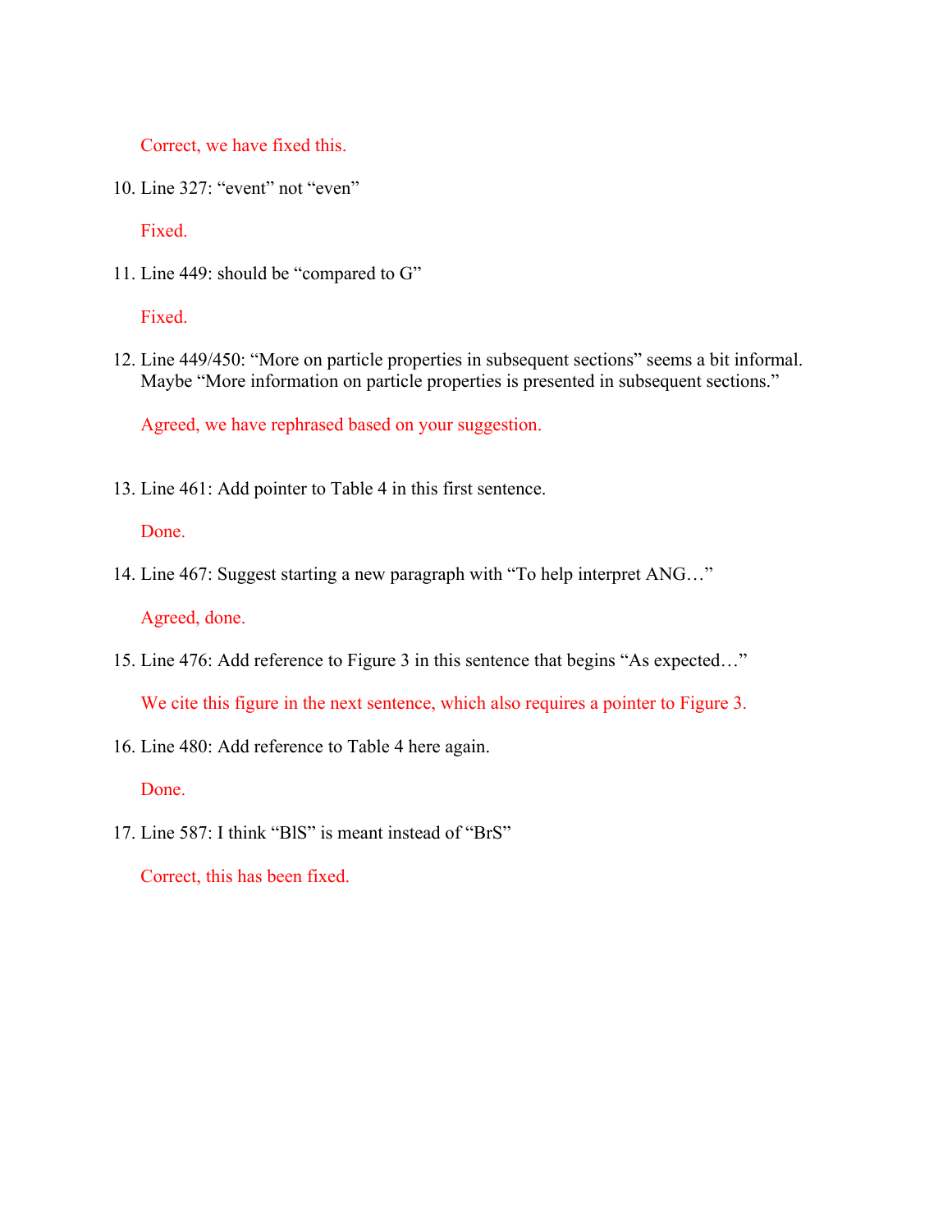Correct, we have fixed this.

10. Line 327: “event” not “even”

    Fixed.

11. Line 449: should be “compared to G”

    Fixed.

12. Line 449/450: “More on particle properties in subsequent sections” seems a bit informal. Maybe “More information on particle properties is presented in subsequent sections.”

    Agreed, we have rephrased based on your suggestion.

13. Line 461: Add pointer to Table 4 in this first sentence.

    Done.

14. Line 467: Suggest starting a new paragraph with “To help interpret ANG…”

    Agreed, done.

15. Line 476: Add reference to Figure 3 in this sentence that begins “As expected…”

    We cite this figure in the next sentence, which also requires a pointer to Figure 3.

16. Line 480: Add reference to Table 4 here again.

    Done.

17. Line 587: I think “BlS” is meant instead of “BrS”

    Correct, this has been fixed.